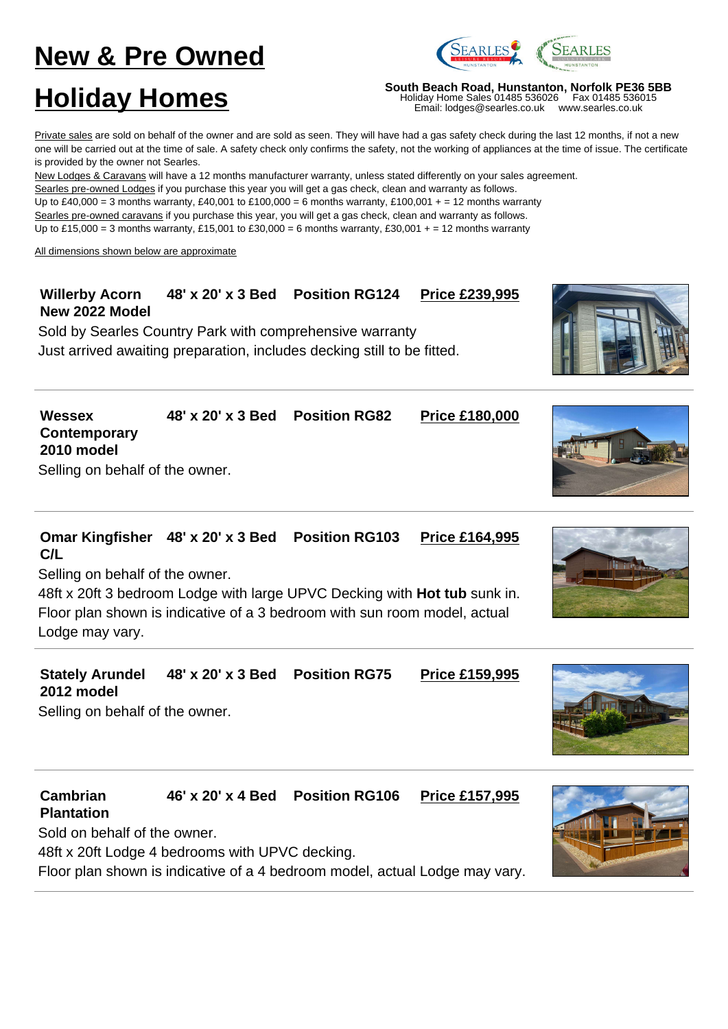# New & Pre Owned Holiday Homes

**South Beach Road, Hunstanton, Norfolk PE36 5BB**
Holiday Home Sales 01485 536026 Fax 01485 536015
Email: lodges@searles.co.uk www.searles.co.uk

Private sales are sold on behalf of the owner and are sold as seen. They will have had a gas safety check during the last 12 months, if not a new one will be carried out at the time of sale. A safety check only confirms the safety, not the working of appliances at the time of issue. The certificate is provided by the owner not Searles.

New Lodges & Caravans will have a 12 months manufacturer warranty, unless stated differently on your sales agreement.

Searles pre-owned Lodges if you purchase this year you will get a gas check, clean and warranty as follows.
Up to £40,000 = 3 months warranty, £40,001 to £100,000 = 6 months warranty, £100,001 + = 12 months warranty

Searles pre-owned caravans if you purchase this year, you will get a gas check, clean and warranty as follows.
Up to £15,000 = 3 months warranty, £15,001 to £30,000 = 6 months warranty, £30,001 + = 12 months warranty

All dimensions shown below are approximate

---

**Willerby Acorn New 2022 Model** | **48' x 20' x 3 Bed** | **Position RG124** | **Price £239,995**

Sold by Searles Country Park with comprehensive warranty
Just arrived awaiting preparation, includes decking still to be fitted.

---

**Wessex Contemporary 2010 model** | **48' x 20' x 3 Bed** | **Position RG82** | **Price £180,000**

Selling on behalf of the owner.

---

**Omar Kingfisher C/L** | **48' x 20' x 3 Bed** | **Position RG103** | **Price £164,995**

Selling on behalf of the owner.
48ft x 20ft 3 bedroom Lodge with large UPVC Decking with **Hot tub** sunk in.
Floor plan shown is indicative of a 3 bedroom with sun room model, actual Lodge may vary.

---

**Stately Arundel 2012 model** | **48' x 20' x 3 Bed** | **Position RG75** | **Price £159,995**

Selling on behalf of the owner.

---

**Cambrian Plantation** | **46' x 20' x 4 Bed** | **Position RG106** | **Price £157,995**

Sold on behalf of the owner.
48ft x 20ft Lodge 4 bedrooms with UPVC decking.
Floor plan shown is indicative of a 4 bedroom model, actual Lodge may vary.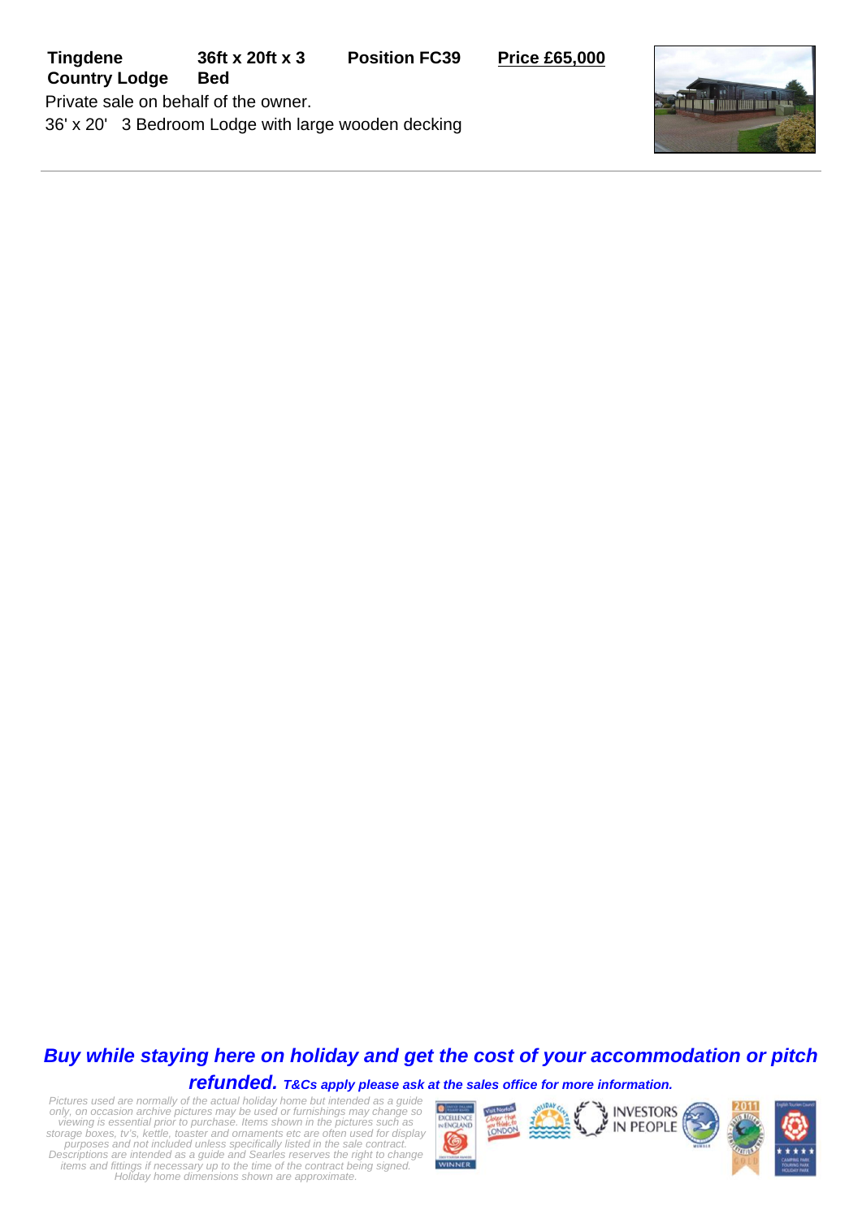| | | | |
|---|---|---|---|
| **Tingdene Country Lodge** | **36ft x 20ft x 3 Bed** | **Position FC39** | **Price £65,000** |

Private sale on behalf of the owner.

36' x 20'   3 Bedroom Lodge with large wooden decking

***Buy while staying here on holiday and get the cost of your accommodation or pitch refunded.*** ***T&Cs apply please ask at the sales office for more information.***

*Pictures used are normally of the actual holiday home but intended as a guide only, on occasion archive pictures may be used or furnishings may change so viewing is essential prior to purchase. Items shown in the pictures such as storage boxes, tv's, kettle, toaster and ornaments etc are often used for display purposes and not included unless specifically listed in the sale contract. Descriptions are intended as a guide and Searles reserves the right to change items and fittings if necessary up to the time of the contract being signed. Holiday home dimensions shown are approximate.*